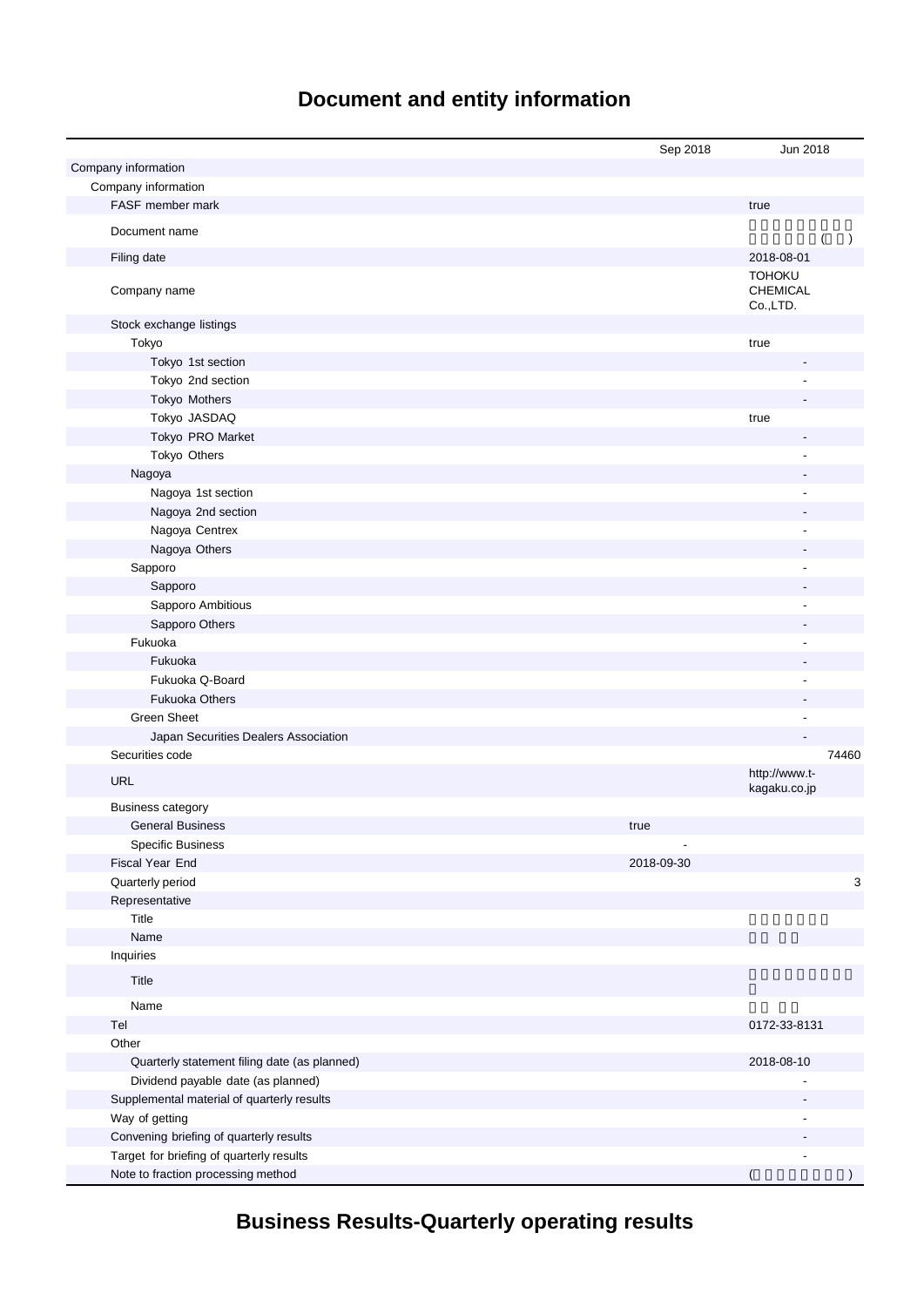# Document and entity information

| | Sep 2018 | Jun 2018 |
|---|---|---|
| Company information | | |
| Company information | | |
| FASF member mark | | true |
| Document name | | ( ) |
| Filing date | | 2018-08-01 |
| Company name | | TOHOKU CHEMICAL Co.,LTD. |
| Stock exchange listings | | |
| Tokyo | | true |
| Tokyo 1st section | | - |
| Tokyo 2nd section | | - |
| Tokyo Mothers | | - |
| Tokyo JASDAQ | | true |
| Tokyo PRO Market | | - |
| Tokyo Others | | - |
| Nagoya | | - |
| Nagoya 1st section | | - |
| Nagoya 2nd section | | - |
| Nagoya Centrex | | - |
| Nagoya Others | | - |
| Sapporo | | - |
| Sapporo | | - |
| Sapporo Ambitious | | - |
| Sapporo Others | | - |
| Fukuoka | | - |
| Fukuoka | | - |
| Fukuoka Q-Board | | - |
| Fukuoka Others | | - |
| Green Sheet | | - |
| Japan Securities Dealers Association | | - |
| Securities code | | 74460 |
| URL | | http://www.t-kagaku.co.jp |
| Business category | | |
| General Business | true | |
| Specific Business | - | |
| Fiscal Year End | 2018-09-30 | |
| Quarterly period | | 3 |
| Representative | | |
| Title | | |
| Name | | |
| Inquiries | | |
| Title | | |
| Name | | |
| Tel | | 0172-33-8131 |
| Other | | |
| Quarterly statement filing date (as planned) | | 2018-08-10 |
| Dividend payable date (as planned) | | - |
| Supplemental material of quarterly results | | - |
| Way of getting | | - |
| Convening briefing of quarterly results | | - |
| Target for briefing of quarterly results | | - |
| Note to fraction processing method | | ( ) |

# Business Results-Quarterly operating results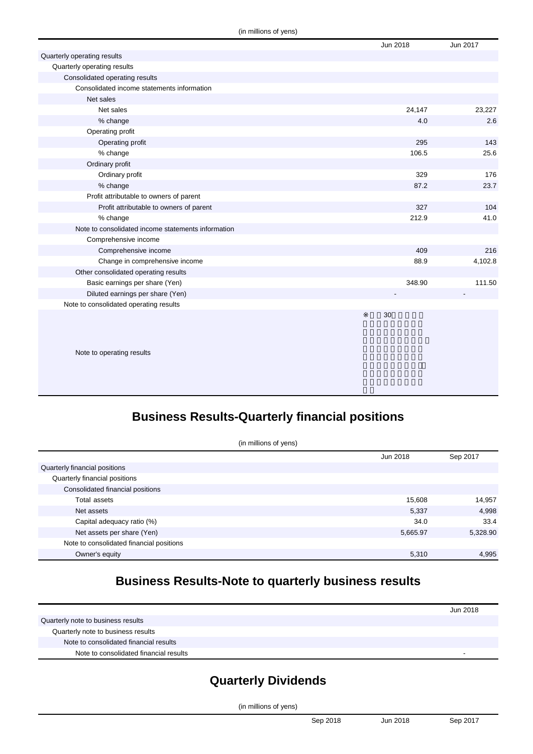(in millions of yens)

| | Jun 2018 | Jun 2017 |
|---|---|---|
| Quarterly operating results | | |
| Quarterly operating results | | |
| Consolidated operating results | | |
| Consolidated income statements information | | |
| Net sales | | |
| Net sales | 24,147 | 23,227 |
| % change | 4.0 | 2.6 |
| Operating profit | | |
| Operating profit | 295 | 143 |
| % change | 106.5 | 25.6 |
| Ordinary profit | | |
| Ordinary profit | 329 | 176 |
| % change | 87.2 | 23.7 |
| Profit attributable to owners of parent | | |
| Profit attributable to owners of parent | 327 | 104 |
| % change | 212.9 | 41.0 |
| Note to consolidated income statements information | | |
| Comprehensive income | | |
| Comprehensive income | 409 | 216 |
| Change in comprehensive income | 88.9 | 4,102.8 |
| Other consolidated operating results | | |
| Basic earnings per share (Yen) | 348.90 | 111.50 |
| Diluted earnings per share (Yen) | - | - |
| Note to consolidated operating results | | |
| Note to operating results | ※ 30 | |

## Business Results-Quarterly financial positions

(in millions of yens)

| | Jun 2018 | Sep 2017 |
|---|---|---|
| Quarterly financial positions | | |
| Quarterly financial positions | | |
| Consolidated financial positions | | |
| Total assets | 15,608 | 14,957 |
| Net assets | 5,337 | 4,998 |
| Capital adequacy ratio (%) | 34.0 | 33.4 |
| Net assets per share (Yen) | 5,665.97 | 5,328.90 |
| Note to consolidated financial positions | | |
| Owner's equity | 5,310 | 4,995 |

## Business Results-Note to quarterly business results

| | Jun 2018 |
|---|---|
| Quarterly note to business results | |
| Quarterly note to business results | |
| Note to consolidated financial results | |
| Note to consolidated financial results | - |

## Quarterly Dividends

(in millions of yens)

| | Sep 2018 | Jun 2018 | Sep 2017 |
|---|---|---|---|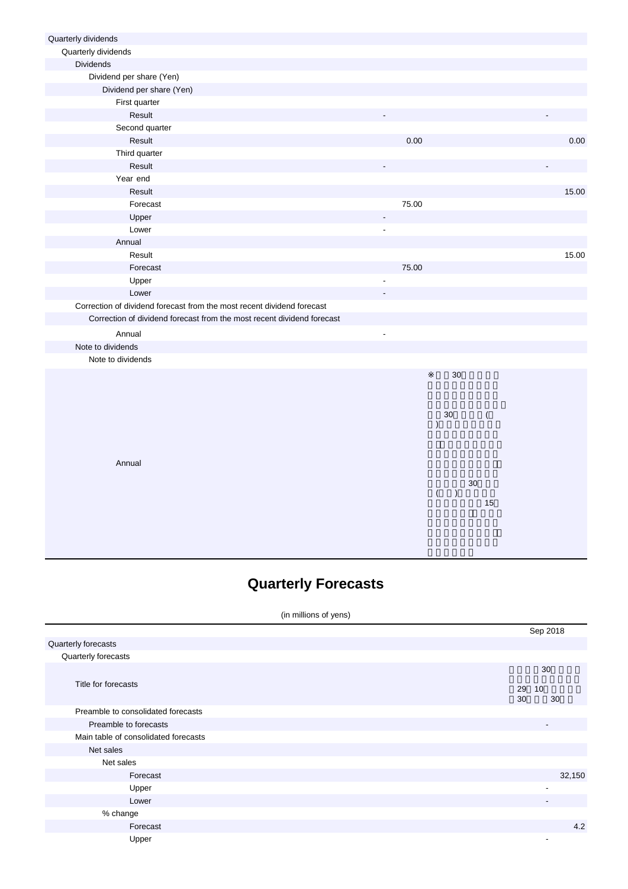| | | |
|---|---|---|
| Quarterly dividends | | |
| Quarterly dividends | | |
| Dividends | | |
| Dividend per share (Yen) | | |
| Dividend per share (Yen) | | |
| First quarter | | |
| Result | - | - |
| Second quarter | | |
| Result | 0.00 | 0.00 |
| Third quarter | | |
| Result | - | - |
| Year end | | |
| Result | | 15.00 |
| Forecast | 75.00 | |
| Upper | - | |
| Lower | - | |
| Annual | | |
| Result | | 15.00 |
| Forecast | 75.00 | |
| Upper | - | |
| Lower | - | |
| Correction of dividend forecast from the most recent dividend forecast | | |
| Correction of dividend forecast from the most recent dividend forecast | | |
| Annual | - | |
| Note to dividends | | |
| Note to dividends | | |
| Annual | ※ 30 30 ( ) 30 ( ) 15 | |

# Quarterly Forecasts

(in millions of yens)

| | Sep 2018 |
|---|---|
| Quarterly forecasts | |
| Quarterly forecasts | |
| Title for forecasts | 30 29 10 30 30 |
| Preamble to consolidated forecasts | |
| Preamble to forecasts | - |
| Main table of consolidated forecasts | |
| Net sales | |
| Net sales | |
| Forecast | 32,150 |
| Upper | - |
| Lower | - |
| % change | |
| Forecast | 4.2 |
| Upper | - |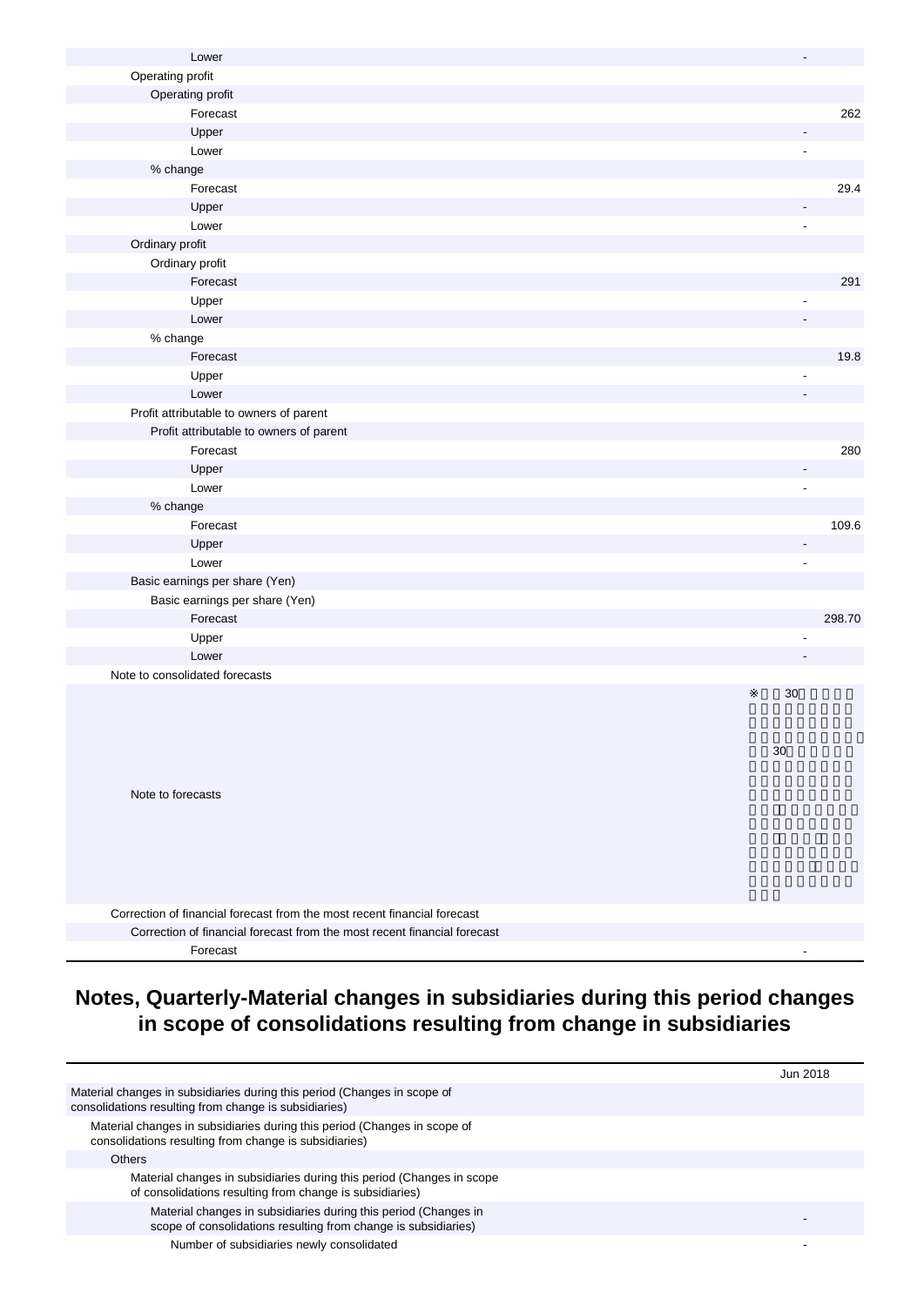| | |
|---|---|
| Lower | - |
| Operating profit | |
| Operating profit | |
| Forecast | 262 |
| Upper | - |
| Lower | - |
| % change | |
| Forecast | 29.4 |
| Upper | - |
| Lower | - |
| Ordinary profit | |
| Ordinary profit | |
| Forecast | 291 |
| Upper | - |
| Lower | - |
| % change | |
| Forecast | 19.8 |
| Upper | - |
| Lower | - |
| Profit attributable to owners of parent | |
| Profit attributable to owners of parent | |
| Forecast | 280 |
| Upper | - |
| Lower | - |
| % change | |
| Forecast | 109.6 |
| Upper | - |
| Lower | - |
| Basic earnings per share (Yen) | |
| Basic earnings per share (Yen) | |
| Forecast | 298.70 |
| Upper | - |
| Lower | - |
| Note to consolidated forecasts | |
| Note to forecasts | ※ 30 ... 30 ... |
| Correction of financial forecast from the most recent financial forecast | |
| Correction of financial forecast from the most recent financial forecast | |
| Forecast | - |

## Notes, Quarterly-Material changes in subsidiaries during this period changes in scope of consolidations resulting from change in subsidiaries

| | Jun 2018 |
|---|---|
| Material changes in subsidiaries during this period (Changes in scope of consolidations resulting from change is subsidiaries) | |
| Material changes in subsidiaries during this period (Changes in scope of consolidations resulting from change is subsidiaries) | |
| Others | |
| Material changes in subsidiaries during this period (Changes in scope of consolidations resulting from change is subsidiaries) | |
| Material changes in subsidiaries during this period (Changes in scope of consolidations resulting from change is subsidiaries) | - |
| Number of subsidiaries newly consolidated | - |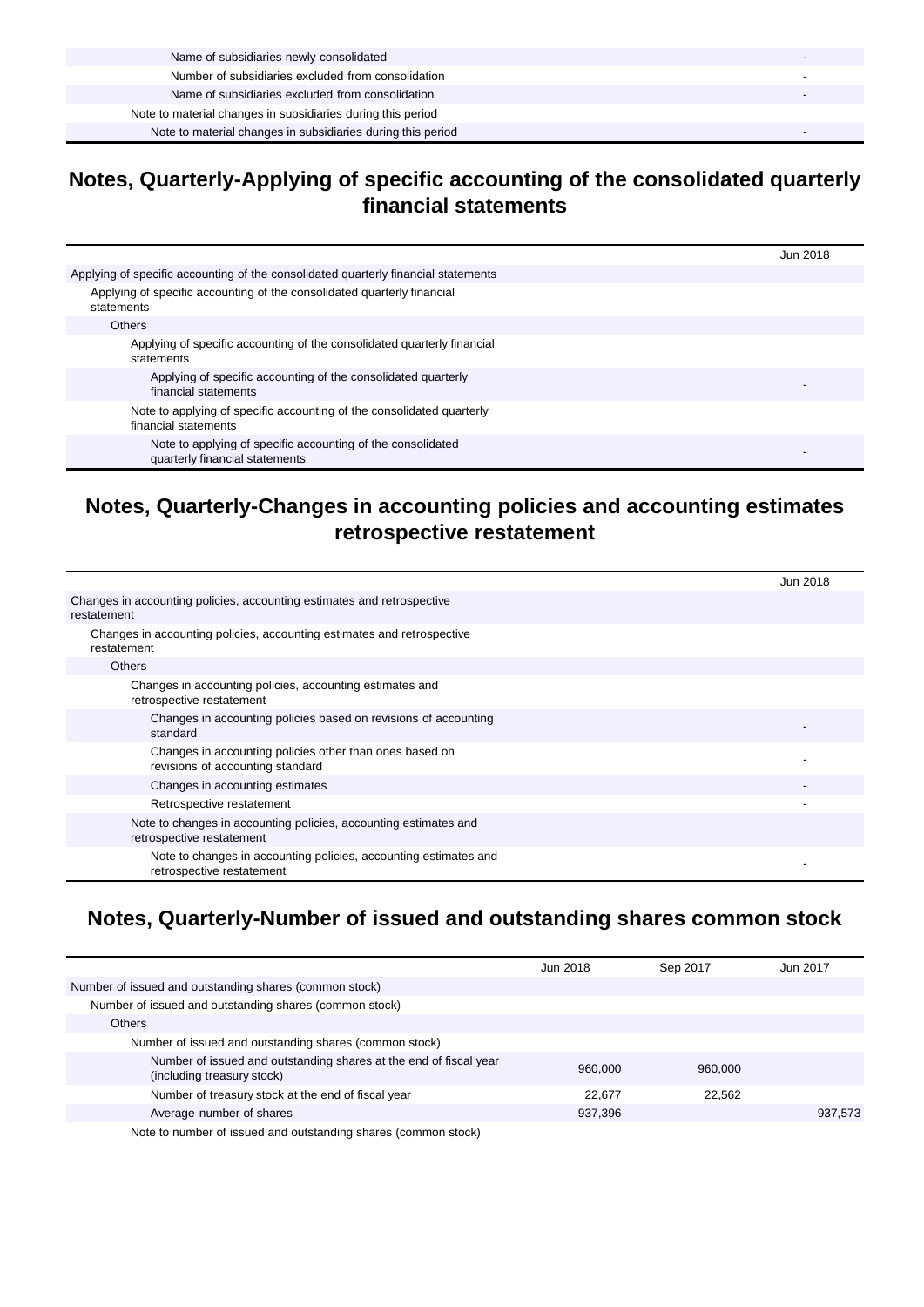| | |
|---|---|
| Name of subsidiaries newly consolidated | - |
| Number of subsidiaries excluded from consolidation | - |
| Name of subsidiaries excluded from consolidation | - |
| Note to material changes in subsidiaries during this period | |
| Note to material changes in subsidiaries during this period | - |

## Notes, Quarterly-Applying of specific accounting of the consolidated quarterly financial statements

| | Jun 2018 |
|---|---|
| Applying of specific accounting of the consolidated quarterly financial statements | |
| Applying of specific accounting of the consolidated quarterly financial statements | |
| Others | |
| Applying of specific accounting of the consolidated quarterly financial statements | |
| Applying of specific accounting of the consolidated quarterly financial statements | - |
| Note to applying of specific accounting of the consolidated quarterly financial statements | |
| Note to applying of specific accounting of the consolidated quarterly financial statements | - |

## Notes, Quarterly-Changes in accounting policies and accounting estimates retrospective restatement

| | Jun 2018 |
|---|---|
| Changes in accounting policies, accounting estimates and retrospective restatement | |
| Changes in accounting policies, accounting estimates and retrospective restatement | |
| Others | |
| Changes in accounting policies, accounting estimates and retrospective restatement | |
| Changes in accounting policies based on revisions of accounting standard | - |
| Changes in accounting policies other than ones based on revisions of accounting standard | - |
| Changes in accounting estimates | - |
| Retrospective restatement | - |
| Note to changes in accounting policies, accounting estimates and retrospective restatement | |
| Note to changes in accounting policies, accounting estimates and retrospective restatement | - |

## Notes, Quarterly-Number of issued and outstanding shares common stock

| | Jun 2018 | Sep 2017 | Jun 2017 |
|---|---|---|---|
| Number of issued and outstanding shares (common stock) | | | |
| Number of issued and outstanding shares (common stock) | | | |
| Others | | | |
| Number of issued and outstanding shares (common stock) | | | |
| Number of issued and outstanding shares at the end of fiscal year (including treasury stock) | 960,000 | 960,000 | |
| Number of treasury stock at the end of fiscal year | 22,677 | 22,562 | |
| Average number of shares | 937,396 | | 937,573 |
| Note to number of issued and outstanding shares (common stock) | | | |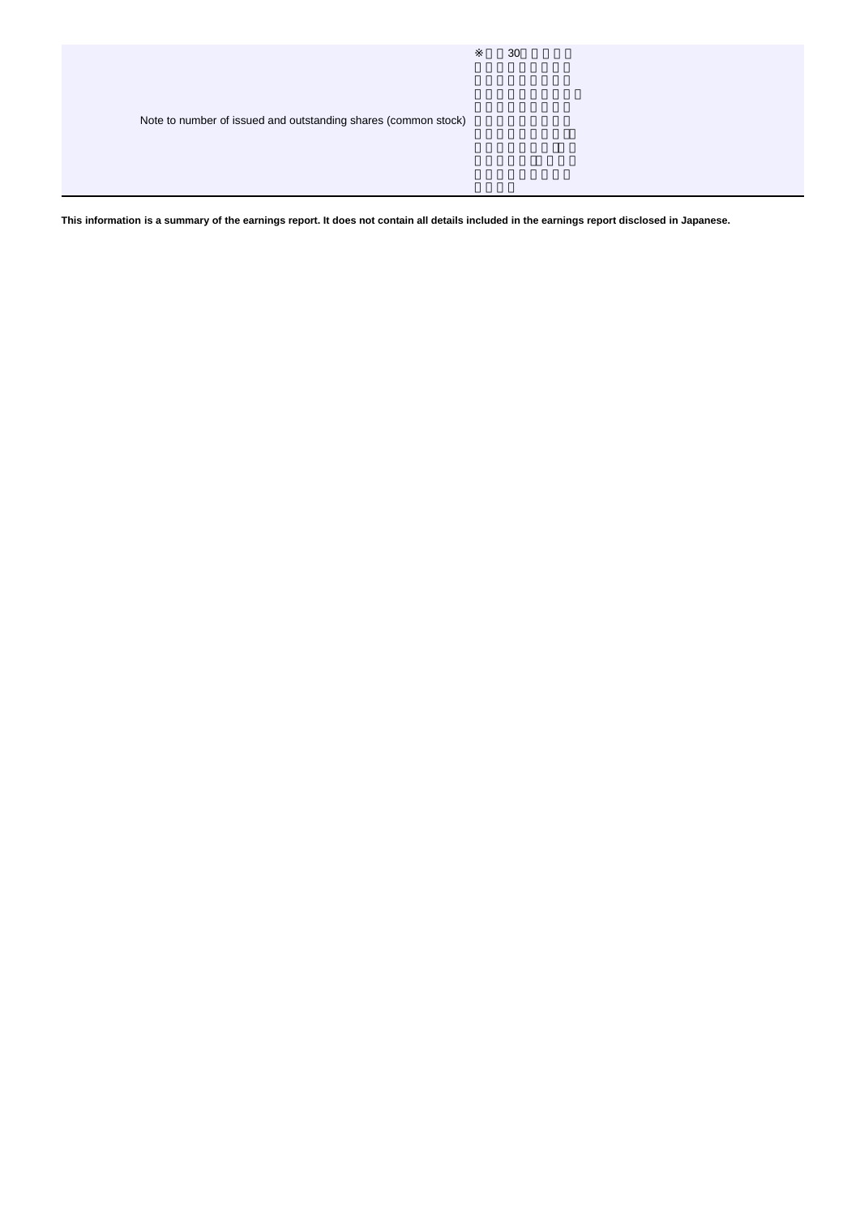| | |
|---|---|
| Note to number of issued and outstanding shares (common stock) | ※ 30 |

**This information is a summary of the earnings report. It does not contain all details included in the earnings report disclosed in Japanese.**